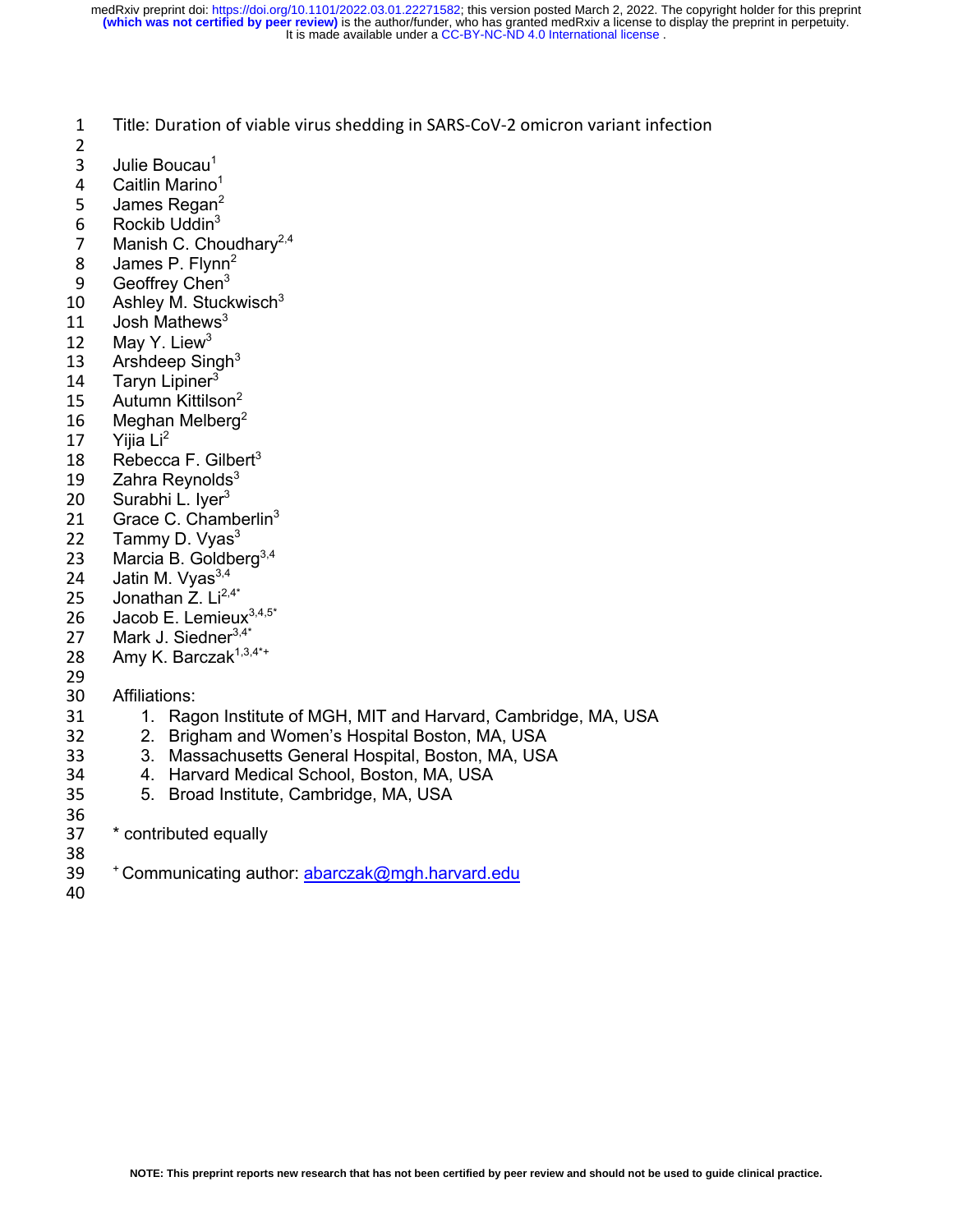# Title: Duration of viable virus shedding in SARS-CoV-2 omicron variant infection

Julie Boucau[1]
Caitlin Marino[1]
James Regan[2]
Rockib Uddin[3]
Manish C. Choudhary[2,4]
James P. Flynn[2]
Geoffrey Chen[3]
Ashley M. Stuckwisch[3]
Josh Mathews[3]
May Y. Liew[3]
Arshdeep Singh[3]
Taryn Lipiner[3]
Autumn Kittilson[2]
Meghan Melberg[2]
Yijia Li[2]
Rebecca F. Gilbert[3]
Zahra Reynolds[3]
Surabhi L. Iyer[3]
Grace C. Chamberlin[3]
Tammy D. Vyas[3]
Marcia B. Goldberg[3,4]
Jatin M. Vyas[3,4]
Jonathan Z. Li[2,4*]
Jacob E. Lemieux[3,4,5*]
Mark J. Siedner[3,4*]
Amy K. Barczak[1,3,4*+]

Affiliations:

1. Ragon Institute of MGH, MIT and Harvard, Cambridge, MA, USA
2. Brigham and Women's Hospital Boston, MA, USA
3. Massachusetts General Hospital, Boston, MA, USA
4. Harvard Medical School, Boston, MA, USA
5. Broad Institute, Cambridge, MA, USA

* contributed equally

+ Communicating author: abarczak@mgh.harvard.edu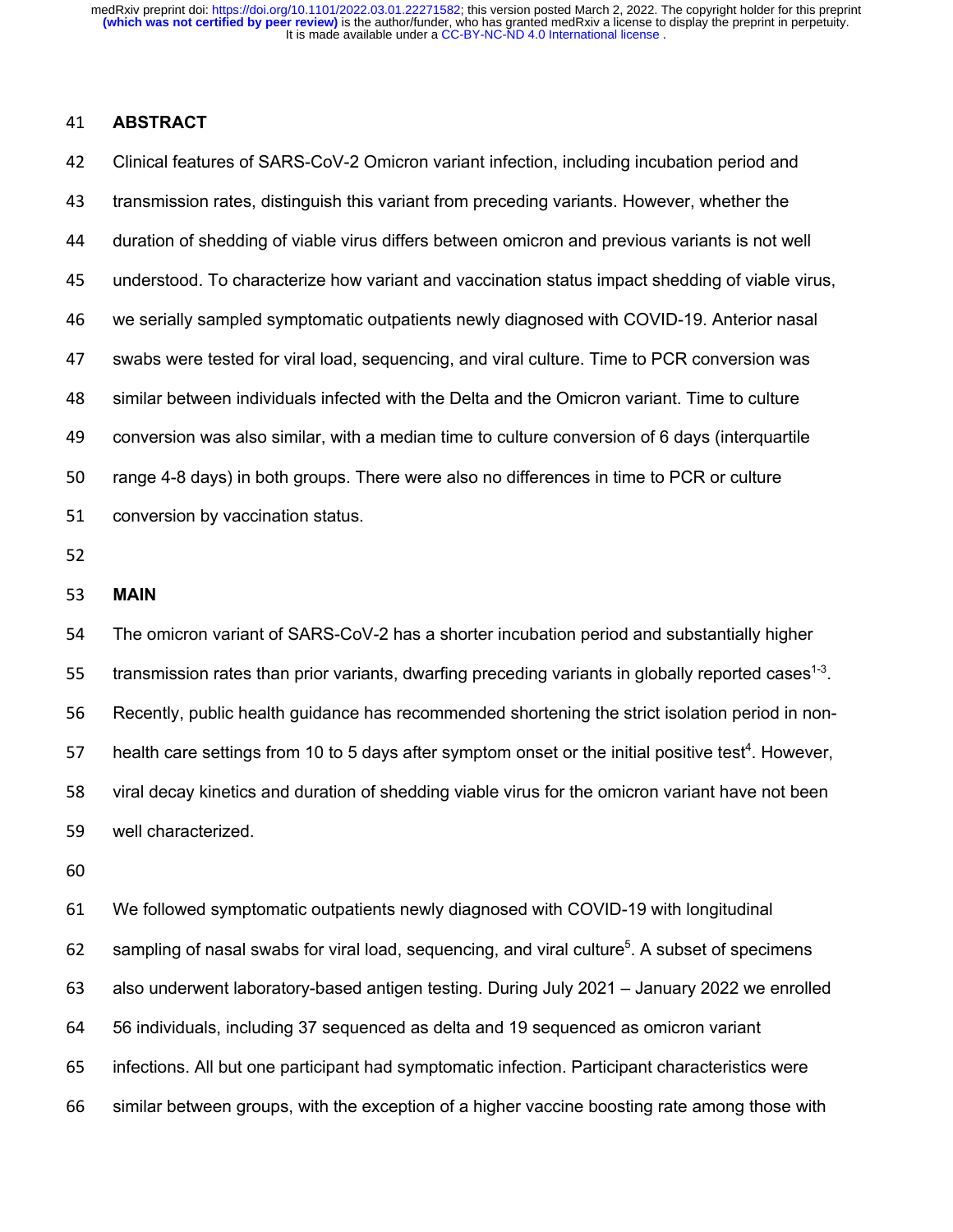## ABSTRACT

Clinical features of SARS-CoV-2 Omicron variant infection, including incubation period and transmission rates, distinguish this variant from preceding variants. However, whether the duration of shedding of viable virus differs between omicron and previous variants is not well understood. To characterize how variant and vaccination status impact shedding of viable virus, we serially sampled symptomatic outpatients newly diagnosed with COVID-19. Anterior nasal swabs were tested for viral load, sequencing, and viral culture. Time to PCR conversion was similar between individuals infected with the Delta and the Omicron variant. Time to culture conversion was also similar, with a median time to culture conversion of 6 days (interquartile range 4-8 days) in both groups. There were also no differences in time to PCR or culture conversion by vaccination status.

## MAIN

The omicron variant of SARS-CoV-2 has a shorter incubation period and substantially higher transmission rates than prior variants, dwarfing preceding variants in globally reported cases[1-3]. Recently, public health guidance has recommended shortening the strict isolation period in non-health care settings from 10 to 5 days after symptom onset or the initial positive test[4]. However, viral decay kinetics and duration of shedding viable virus for the omicron variant have not been well characterized.

We followed symptomatic outpatients newly diagnosed with COVID-19 with longitudinal sampling of nasal swabs for viral load, sequencing, and viral culture[5]. A subset of specimens also underwent laboratory-based antigen testing. During July 2021 – January 2022 we enrolled 56 individuals, including 37 sequenced as delta and 19 sequenced as omicron variant infections. All but one participant had symptomatic infection. Participant characteristics were similar between groups, with the exception of a higher vaccine boosting rate among those with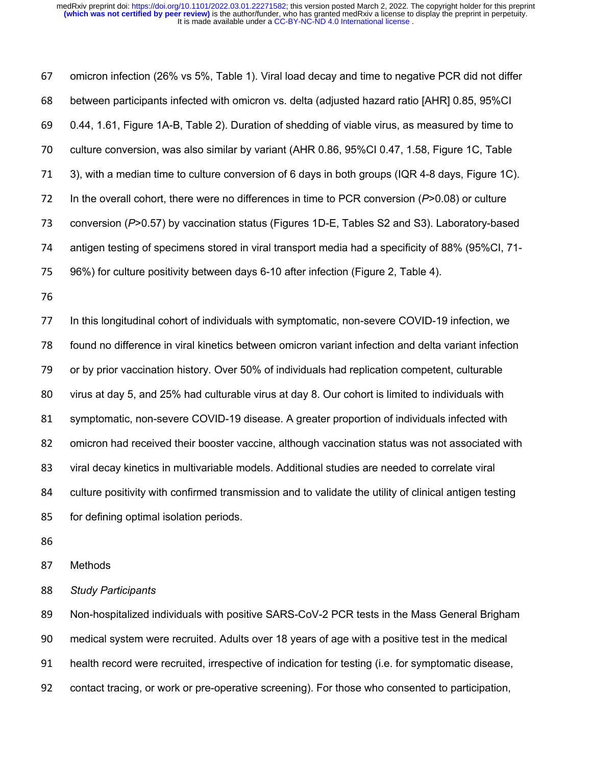omicron infection (26% vs 5%, Table 1). Viral load decay and time to negative PCR did not differ between participants infected with omicron vs. delta (adjusted hazard ratio [AHR] 0.85, 95%CI 0.44, 1.61, Figure 1A-B, Table 2). Duration of shedding of viable virus, as measured by time to culture conversion, was also similar by variant (AHR 0.86, 95%CI 0.47, 1.58, Figure 1C, Table 3), with a median time to culture conversion of 6 days in both groups (IQR 4-8 days, Figure 1C). In the overall cohort, there were no differences in time to PCR conversion ($P$>0.08) or culture conversion ($P$>0.57) by vaccination status (Figures 1D-E, Tables S2 and S3). Laboratory-based antigen testing of specimens stored in viral transport media had a specificity of 88% (95%CI, 71-96%) for culture positivity between days 6-10 after infection (Figure 2, Table 4).

In this longitudinal cohort of individuals with symptomatic, non-severe COVID-19 infection, we found no difference in viral kinetics between omicron variant infection and delta variant infection or by prior vaccination history. Over 50% of individuals had replication competent, culturable virus at day 5, and 25% had culturable virus at day 8. Our cohort is limited to individuals with symptomatic, non-severe COVID-19 disease. A greater proportion of individuals infected with omicron had received their booster vaccine, although vaccination status was not associated with viral decay kinetics in multivariable models. Additional studies are needed to correlate viral culture positivity with confirmed transmission and to validate the utility of clinical antigen testing for defining optimal isolation periods.

## Methods

### *Study Participants*

Non-hospitalized individuals with positive SARS-CoV-2 PCR tests in the Mass General Brigham medical system were recruited. Adults over 18 years of age with a positive test in the medical health record were recruited, irrespective of indication for testing (i.e. for symptomatic disease, contact tracing, or work or pre-operative screening). For those who consented to participation,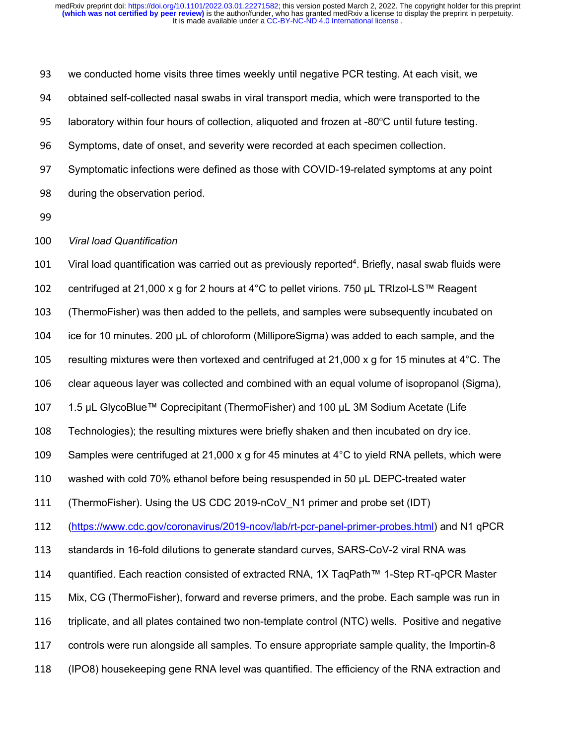we conducted home visits three times weekly until negative PCR testing. At each visit, we obtained self-collected nasal swabs in viral transport media, which were transported to the laboratory within four hours of collection, aliquoted and frozen at -80°C until future testing. Symptoms, date of onset, and severity were recorded at each specimen collection. Symptomatic infections were defined as those with COVID-19-related symptoms at any point during the observation period.

*Viral load Quantification*

Viral load quantification was carried out as previously reported[4]. Briefly, nasal swab fluids were centrifuged at 21,000 x g for 2 hours at 4°C to pellet virions. 750 µL TRIzol-LS™ Reagent (ThermoFisher) was then added to the pellets, and samples were subsequently incubated on ice for 10 minutes. 200 µL of chloroform (MilliporeSigma) was added to each sample, and the resulting mixtures were then vortexed and centrifuged at 21,000 x g for 15 minutes at 4°C. The clear aqueous layer was collected and combined with an equal volume of isopropanol (Sigma), 1.5 µL GlycoBlue™ Coprecipitant (ThermoFisher) and 100 µL 3M Sodium Acetate (Life Technologies); the resulting mixtures were briefly shaken and then incubated on dry ice. Samples were centrifuged at 21,000 x g for 45 minutes at 4°C to yield RNA pellets, which were washed with cold 70% ethanol before being resuspended in 50 µL DEPC-treated water (ThermoFisher). Using the US CDC 2019-nCoV_N1 primer and probe set (IDT) (https://www.cdc.gov/coronavirus/2019-ncov/lab/rt-pcr-panel-primer-probes.html) and N1 qPCR standards in 16-fold dilutions to generate standard curves, SARS-CoV-2 viral RNA was quantified. Each reaction consisted of extracted RNA, 1X TaqPath™ 1-Step RT-qPCR Master Mix, CG (ThermoFisher), forward and reverse primers, and the probe. Each sample was run in triplicate, and all plates contained two non-template control (NTC) wells. Positive and negative controls were run alongside all samples. To ensure appropriate sample quality, the Importin-8 (IPO8) housekeeping gene RNA level was quantified. The efficiency of the RNA extraction and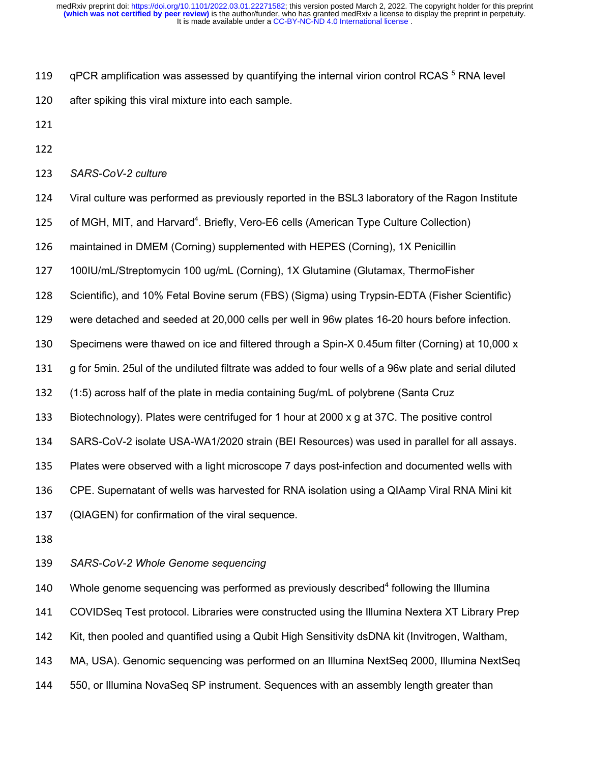qPCR amplification was assessed by quantifying the internal virion control RCAS [5] RNA level after spiking this viral mixture into each sample.

*SARS-CoV-2 culture*

Viral culture was performed as previously reported in the BSL3 laboratory of the Ragon Institute of MGH, MIT, and Harvard[4]. Briefly, Vero-E6 cells (American Type Culture Collection) maintained in DMEM (Corning) supplemented with HEPES (Corning), 1X Penicillin 100IU/mL/Streptomycin 100 ug/mL (Corning), 1X Glutamine (Glutamax, ThermoFisher Scientific), and 10% Fetal Bovine serum (FBS) (Sigma) using Trypsin-EDTA (Fisher Scientific) were detached and seeded at 20,000 cells per well in 96w plates 16-20 hours before infection. Specimens were thawed on ice and filtered through a Spin-X 0.45um filter (Corning) at 10,000 x g for 5min. 25ul of the undiluted filtrate was added to four wells of a 96w plate and serial diluted (1:5) across half of the plate in media containing 5ug/mL of polybrene (Santa Cruz Biotechnology). Plates were centrifuged for 1 hour at 2000 x g at 37C. The positive control SARS-CoV-2 isolate USA-WA1/2020 strain (BEI Resources) was used in parallel for all assays. Plates were observed with a light microscope 7 days post-infection and documented wells with CPE. Supernatant of wells was harvested for RNA isolation using a QIAamp Viral RNA Mini kit (QIAGEN) for confirmation of the viral sequence.

*SARS-CoV-2 Whole Genome sequencing*

Whole genome sequencing was performed as previously described[4] following the Illumina COVIDSeq Test protocol. Libraries were constructed using the Illumina Nextera XT Library Prep Kit, then pooled and quantified using a Qubit High Sensitivity dsDNA kit (Invitrogen, Waltham, MA, USA). Genomic sequencing was performed on an Illumina NextSeq 2000, Illumina NextSeq 550, or Illumina NovaSeq SP instrument. Sequences with an assembly length greater than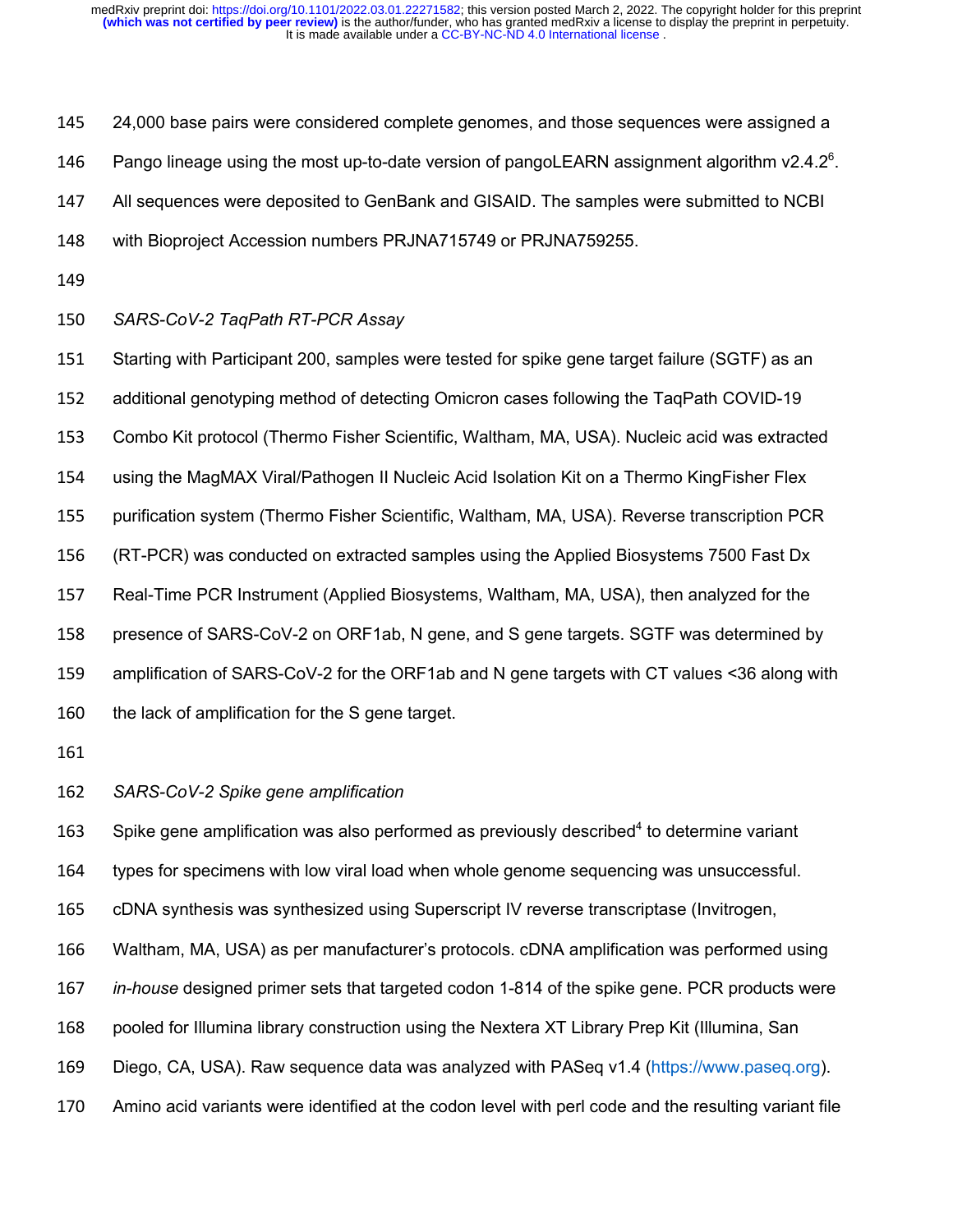24,000 base pairs were considered complete genomes, and those sequences were assigned a Pango lineage using the most up-to-date version of pangoLEARN assignment algorithm v2.4.2[6]. All sequences were deposited to GenBank and GISAID. The samples were submitted to NCBI with Bioproject Accession numbers PRJNA715749 or PRJNA759255.

*SARS-CoV-2 TaqPath RT-PCR Assay*

Starting with Participant 200, samples were tested for spike gene target failure (SGTF) as an additional genotyping method of detecting Omicron cases following the TaqPath COVID-19 Combo Kit protocol (Thermo Fisher Scientific, Waltham, MA, USA). Nucleic acid was extracted using the MagMAX Viral/Pathogen II Nucleic Acid Isolation Kit on a Thermo KingFisher Flex purification system (Thermo Fisher Scientific, Waltham, MA, USA). Reverse transcription PCR (RT-PCR) was conducted on extracted samples using the Applied Biosystems 7500 Fast Dx Real-Time PCR Instrument (Applied Biosystems, Waltham, MA, USA), then analyzed for the presence of SARS-CoV-2 on ORF1ab, N gene, and S gene targets. SGTF was determined by amplification of SARS-CoV-2 for the ORF1ab and N gene targets with CT values <36 along with the lack of amplification for the S gene target.

*SARS-CoV-2 Spike gene amplification*

Spike gene amplification was also performed as previously described[4] to determine variant types for specimens with low viral load when whole genome sequencing was unsuccessful. cDNA synthesis was synthesized using Superscript IV reverse transcriptase (Invitrogen, Waltham, MA, USA) as per manufacturer's protocols. cDNA amplification was performed using *in-house* designed primer sets that targeted codon 1-814 of the spike gene. PCR products were pooled for Illumina library construction using the Nextera XT Library Prep Kit (Illumina, San Diego, CA, USA). Raw sequence data was analyzed with PASeq v1.4 (https://www.paseq.org). Amino acid variants were identified at the codon level with perl code and the resulting variant file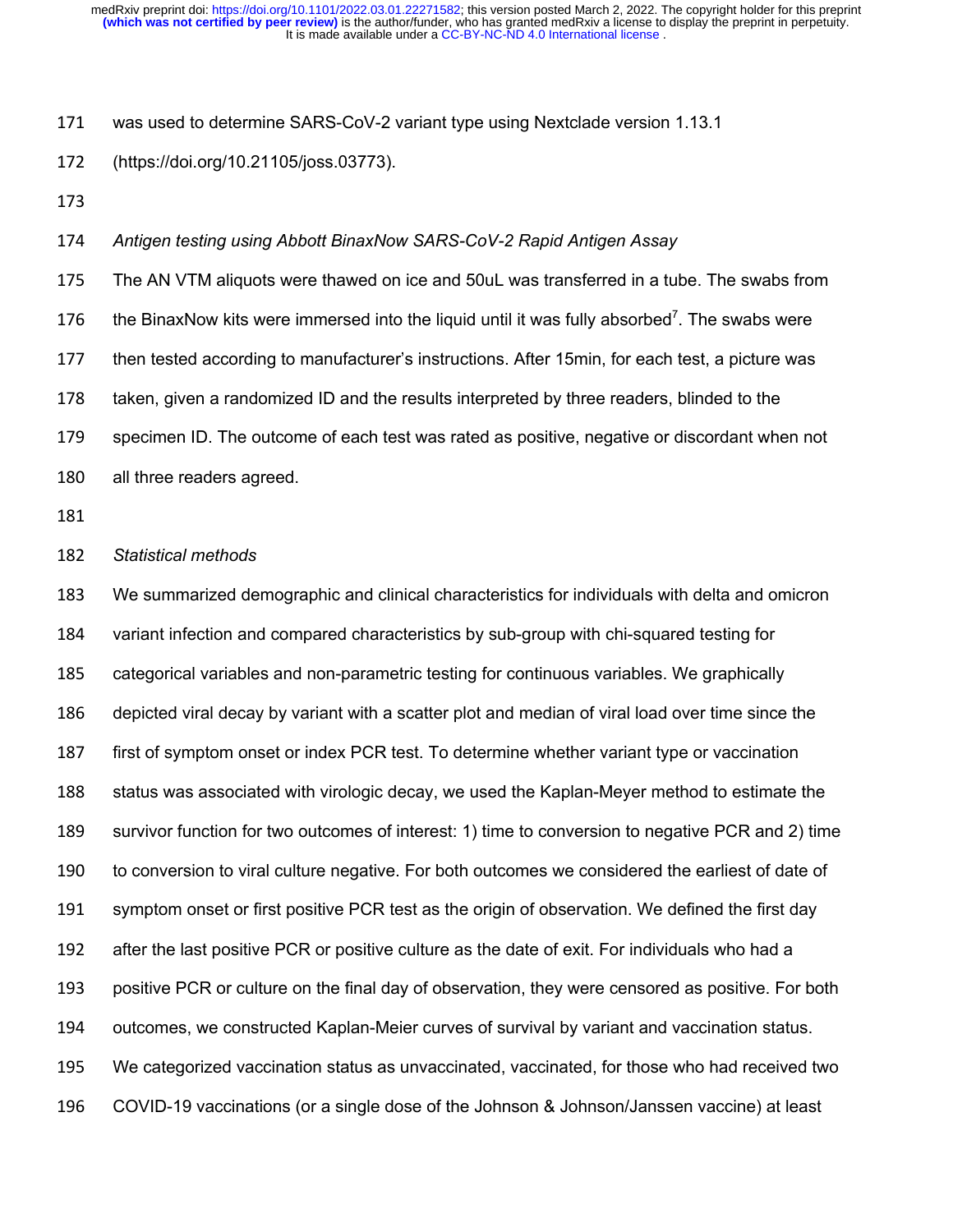was used to determine SARS-CoV-2 variant type using Nextclade version 1.13.1 (https://doi.org/10.21105/joss.03773).

*Antigen testing using Abbott BinaxNow SARS-CoV-2 Rapid Antigen Assay*

The AN VTM aliquots were thawed on ice and 50uL was transferred in a tube. The swabs from the BinaxNow kits were immersed into the liquid until it was fully absorbed[7]. The swabs were then tested according to manufacturer's instructions. After 15min, for each test, a picture was taken, given a randomized ID and the results interpreted by three readers, blinded to the specimen ID. The outcome of each test was rated as positive, negative or discordant when not all three readers agreed.

*Statistical methods*

We summarized demographic and clinical characteristics for individuals with delta and omicron variant infection and compared characteristics by sub-group with chi-squared testing for categorical variables and non-parametric testing for continuous variables. We graphically depicted viral decay by variant with a scatter plot and median of viral load over time since the first of symptom onset or index PCR test. To determine whether variant type or vaccination status was associated with virologic decay, we used the Kaplan-Meyer method to estimate the survivor function for two outcomes of interest: 1) time to conversion to negative PCR and 2) time to conversion to viral culture negative. For both outcomes we considered the earliest of date of symptom onset or first positive PCR test as the origin of observation. We defined the first day after the last positive PCR or positive culture as the date of exit. For individuals who had a positive PCR or culture on the final day of observation, they were censored as positive. For both outcomes, we constructed Kaplan-Meier curves of survival by variant and vaccination status. We categorized vaccination status as unvaccinated, vaccinated, for those who had received two COVID-19 vaccinations (or a single dose of the Johnson & Johnson/Janssen vaccine) at least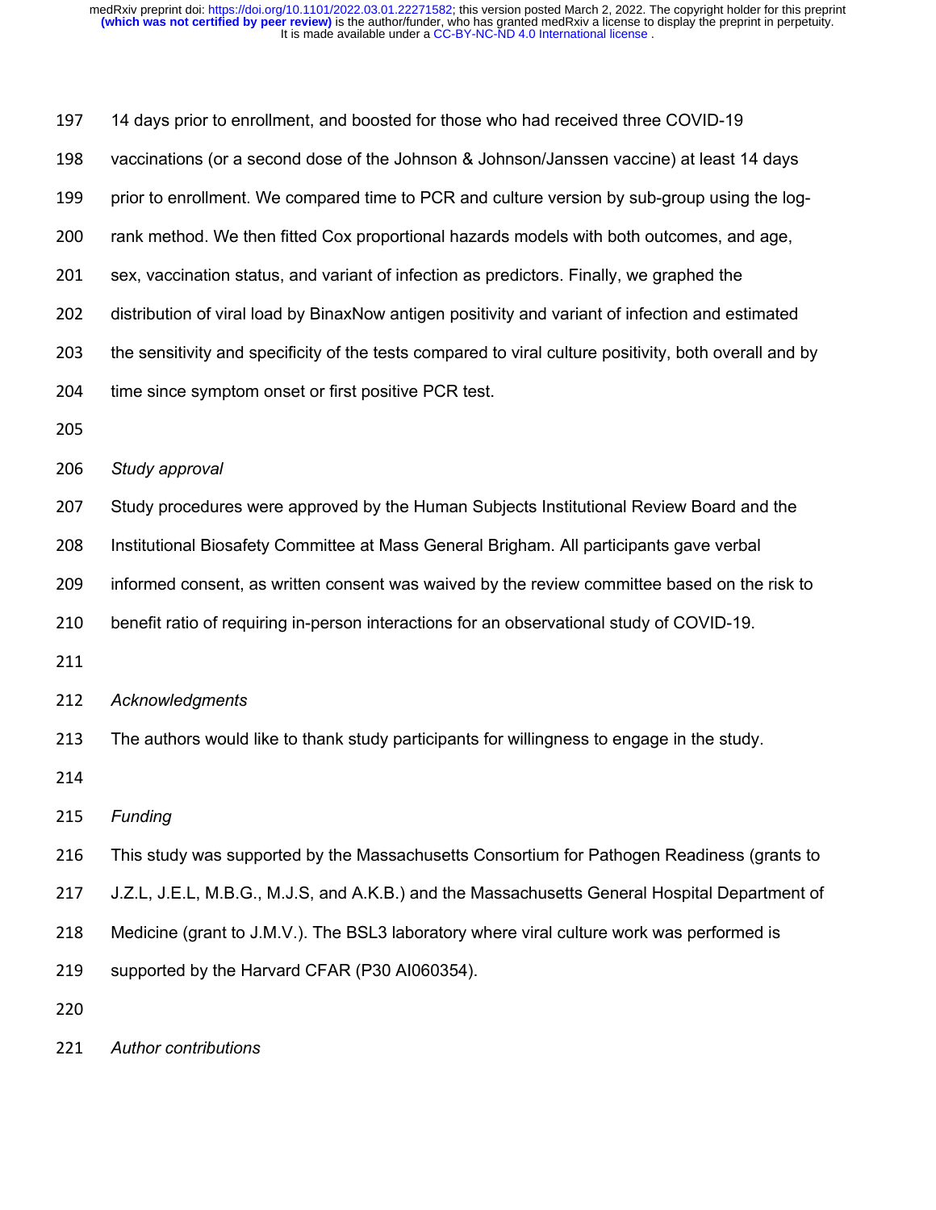14 days prior to enrollment, and boosted for those who had received three COVID-19 vaccinations (or a second dose of the Johnson & Johnson/Janssen vaccine) at least 14 days prior to enrollment. We compared time to PCR and culture version by sub-group using the log-rank method. We then fitted Cox proportional hazards models with both outcomes, and age, sex, vaccination status, and variant of infection as predictors. Finally, we graphed the distribution of viral load by BinaxNow antigen positivity and variant of infection and estimated the sensitivity and specificity of the tests compared to viral culture positivity, both overall and by time since symptom onset or first positive PCR test.

*Study approval*

Study procedures were approved by the Human Subjects Institutional Review Board and the Institutional Biosafety Committee at Mass General Brigham. All participants gave verbal informed consent, as written consent was waived by the review committee based on the risk to benefit ratio of requiring in-person interactions for an observational study of COVID-19.

*Acknowledgments*

The authors would like to thank study participants for willingness to engage in the study.

*Funding*

This study was supported by the Massachusetts Consortium for Pathogen Readiness (grants to J.Z.L, J.E.L, M.B.G., M.J.S, and A.K.B.) and the Massachusetts General Hospital Department of Medicine (grant to J.M.V.). The BSL3 laboratory where viral culture work was performed is supported by the Harvard CFAR (P30 AI060354).

*Author contributions*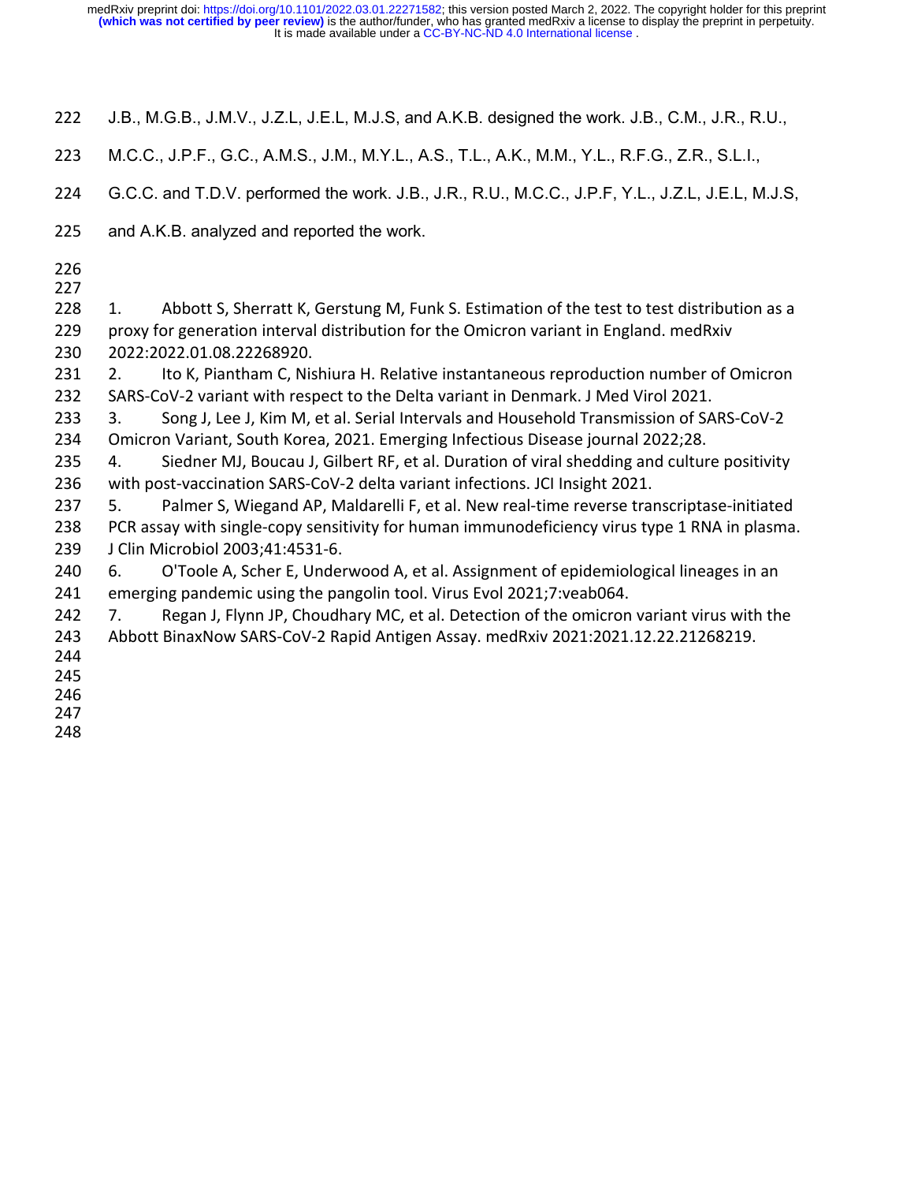J.B., M.G.B., J.M.V., J.Z.L, J.E.L, M.J.S, and A.K.B. designed the work. J.B., C.M., J.R., R.U., M.C.C., J.P.F., G.C., A.M.S., J.M., M.Y.L., A.S., T.L., A.K., M.M., Y.L., R.F.G., Z.R., S.L.I., G.C.C. and T.D.V. performed the work. J.B., J.R., R.U., M.C.C., J.P.F, Y.L., J.Z.L, J.E.L, M.J.S, and A.K.B. analyzed and reported the work.

1. Abbott S, Sherratt K, Gerstung M, Funk S. Estimation of the test to test distribution as a proxy for generation interval distribution for the Omicron variant in England. medRxiv 2022:2022.01.08.22268920.
2. Ito K, Piantham C, Nishiura H. Relative instantaneous reproduction number of Omicron SARS-CoV-2 variant with respect to the Delta variant in Denmark. J Med Virol 2021.
3. Song J, Lee J, Kim M, et al. Serial Intervals and Household Transmission of SARS-CoV-2 Omicron Variant, South Korea, 2021. Emerging Infectious Disease journal 2022;28.
4. Siedner MJ, Boucau J, Gilbert RF, et al. Duration of viral shedding and culture positivity with post-vaccination SARS-CoV-2 delta variant infections. JCI Insight 2021.
5. Palmer S, Wiegand AP, Maldarelli F, et al. New real-time reverse transcriptase-initiated PCR assay with single-copy sensitivity for human immunodeficiency virus type 1 RNA in plasma. J Clin Microbiol 2003;41:4531-6.
6. O'Toole A, Scher E, Underwood A, et al. Assignment of epidemiological lineages in an emerging pandemic using the pangolin tool. Virus Evol 2021;7:veab064.
7. Regan J, Flynn JP, Choudhary MC, et al. Detection of the omicron variant virus with the Abbott BinaxNow SARS-CoV-2 Rapid Antigen Assay. medRxiv 2021:2021.12.22.21268219.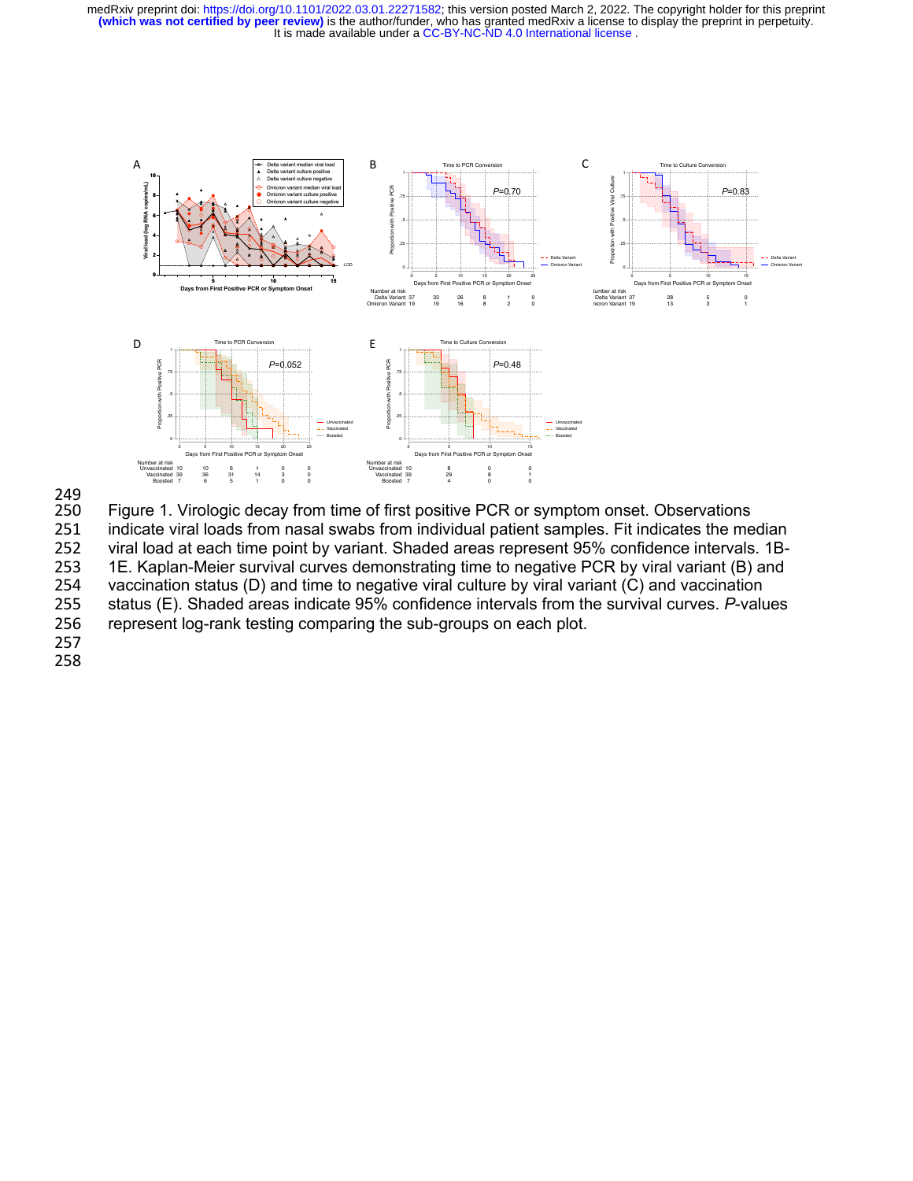Figure 1. Virologic decay from time of first positive PCR or symptom onset. Observations indicate viral loads from nasal swabs from individual patient samples. Fit indicates the median viral load at each time point by variant. Shaded areas represent 95% confidence intervals. 1B-1E. Kaplan-Meier survival curves demonstrating time to negative PCR by viral variant (B) and vaccination status (D) and time to negative viral culture by viral variant (C) and vaccination status (E). Shaded areas indicate 95% confidence intervals from the survival curves. *P*-values represent log-rank testing comparing the sub-groups on each plot.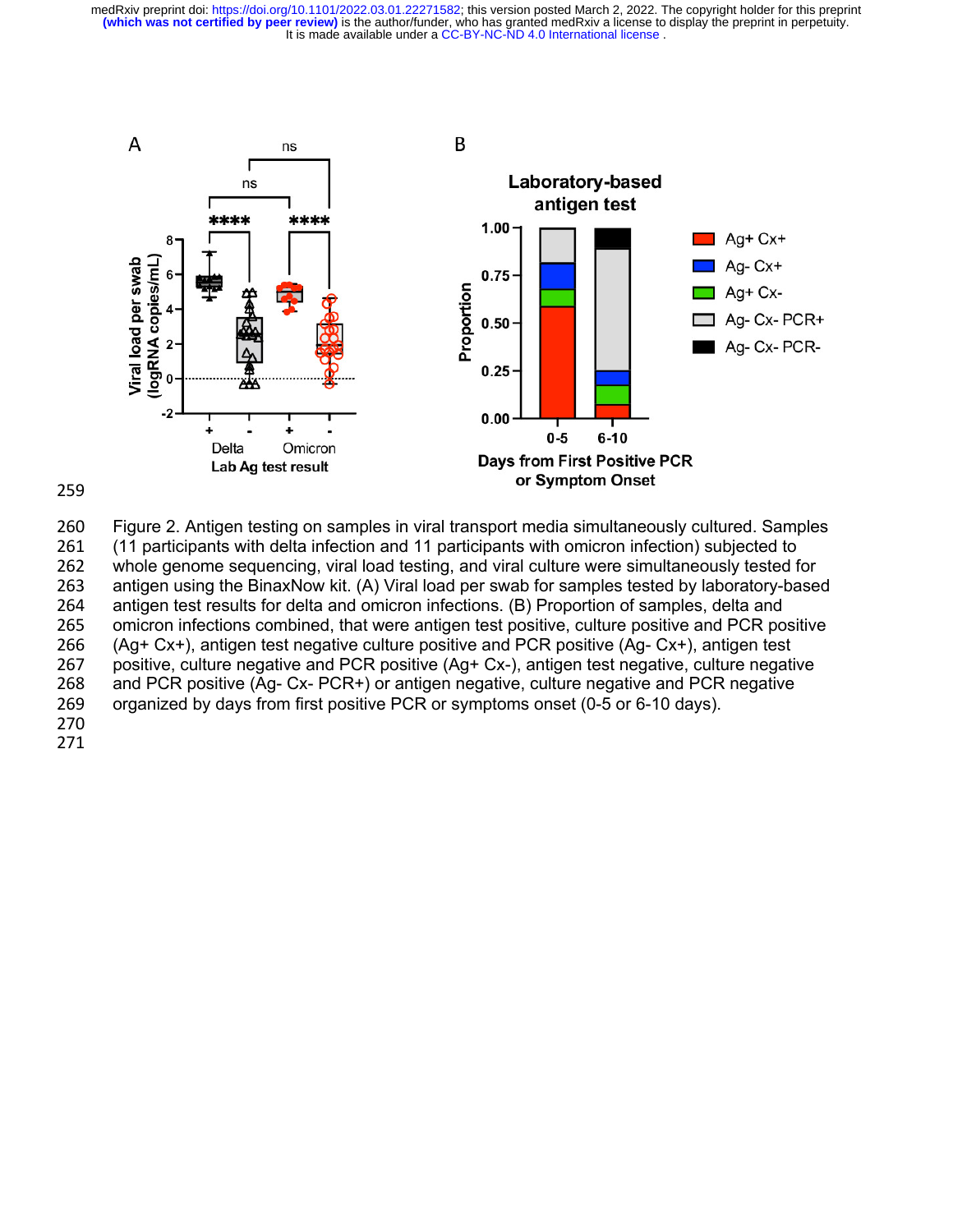Figure 2. Antigen testing on samples in viral transport media simultaneously cultured. Samples (11 participants with delta infection and 11 participants with omicron infection) subjected to whole genome sequencing, viral load testing, and viral culture were simultaneously tested for antigen using the BinaxNow kit. (A) Viral load per swab for samples tested by laboratory-based antigen test results for delta and omicron infections. (B) Proportion of samples, delta and omicron infections combined, that were antigen test positive, culture positive and PCR positive (Ag+ Cx+), antigen test negative culture positive and PCR positive (Ag- Cx+), antigen test positive, culture negative and PCR positive (Ag+ Cx-), antigen test negative, culture negative and PCR positive (Ag- Cx- PCR+) or antigen negative, culture negative and PCR negative organized by days from first positive PCR or symptoms onset (0-5 or 6-10 days).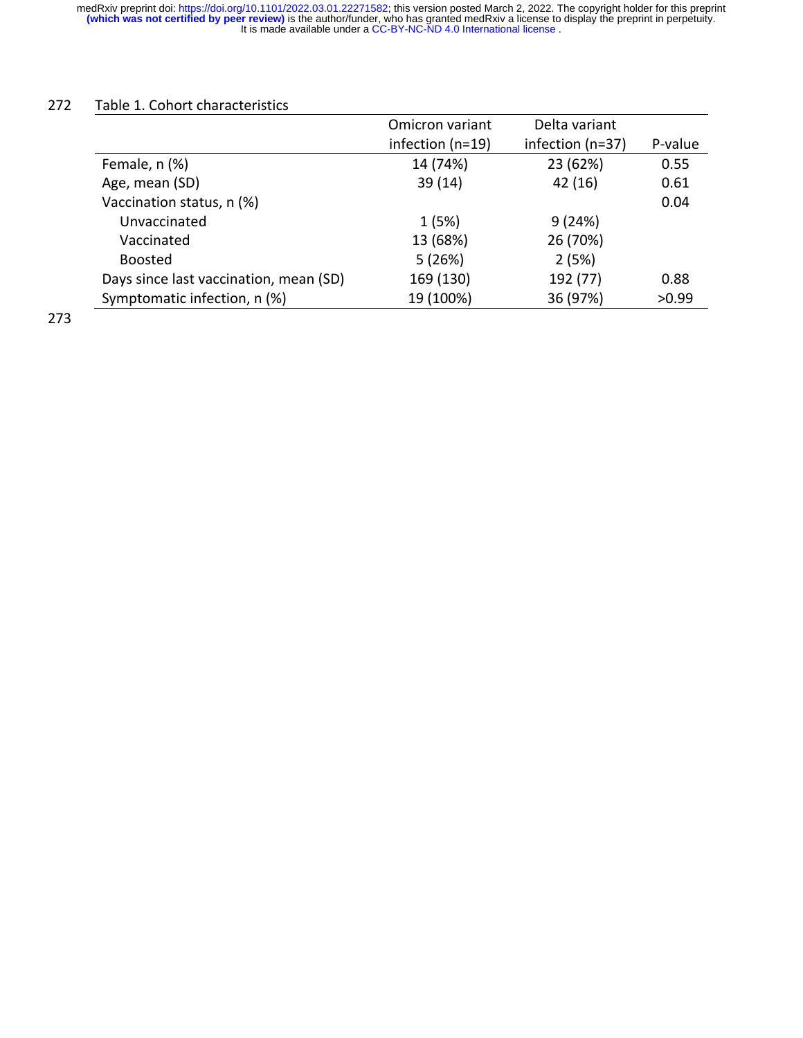Table 1. Cohort characteristics

| | Omicron variant infection (n=19) | Delta variant infection (n=37) | P-value |
|---|---|---|---|
| Female, n (%) | 14 (74%) | 23 (62%) | 0.55 |
| Age, mean (SD) | 39 (14) | 42 (16) | 0.61 |
| Vaccination status, n (%) | | | 0.04 |
| Unvaccinated | 1 (5%) | 9 (24%) | |
| Vaccinated | 13 (68%) | 26 (70%) | |
| Boosted | 5 (26%) | 2 (5%) | |
| Days since last vaccination, mean (SD) | 169 (130) | 192 (77) | 0.88 |
| Symptomatic infection, n (%) | 19 (100%) | 36 (97%) | >0.99 |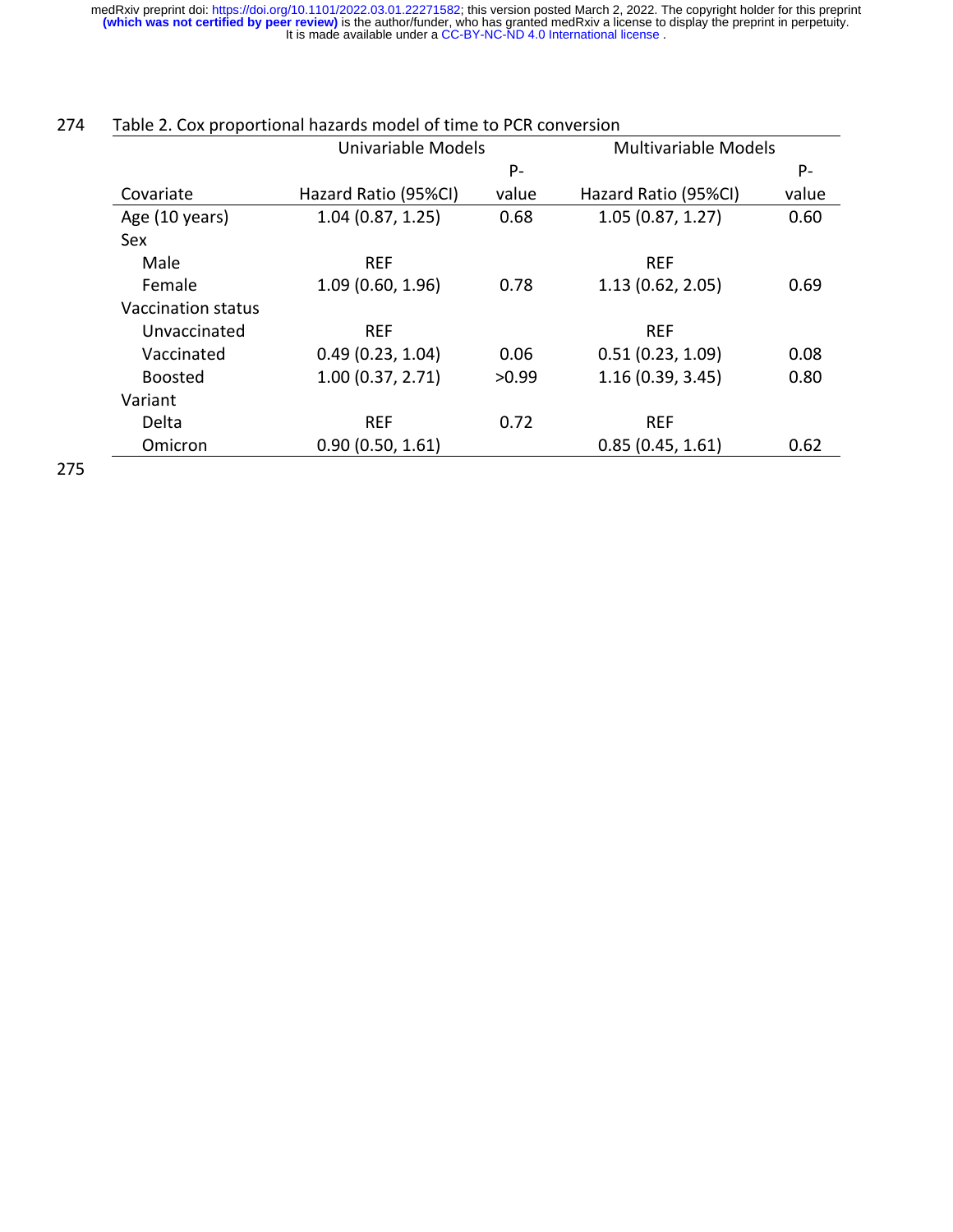Table 2. Cox proportional hazards model of time to PCR conversion

| | Univariable Models | | Multivariable Models | |
|---|---|---|---|---|
| Covariate | Hazard Ratio (95%CI) | P-value | Hazard Ratio (95%CI) | P-value |
| Age (10 years) | 1.04 (0.87, 1.25) | 0.68 | 1.05 (0.87, 1.27) | 0.60 |
| Sex | | | | |
| Male | REF | | REF | |
| Female | 1.09 (0.60, 1.96) | 0.78 | 1.13 (0.62, 2.05) | 0.69 |
| Vaccination status | | | | |
| Unvaccinated | REF | | REF | |
| Vaccinated | 0.49 (0.23, 1.04) | 0.06 | 0.51 (0.23, 1.09) | 0.08 |
| Boosted | 1.00 (0.37, 2.71) | >0.99 | 1.16 (0.39, 3.45) | 0.80 |
| Variant | | | | |
| Delta | REF | 0.72 | REF | |
| Omicron | 0.90 (0.50, 1.61) | | 0.85 (0.45, 1.61) | 0.62 |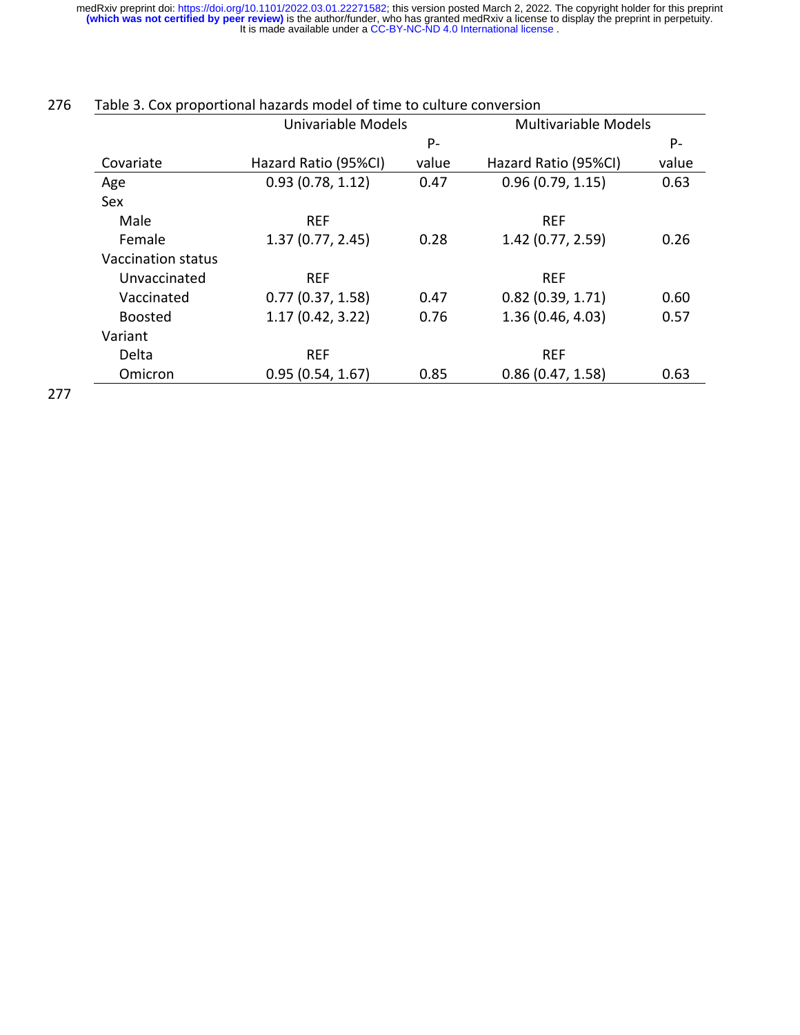Table 3. Cox proportional hazards model of time to culture conversion

| | Univariable Models | | Multivariable Models | |
|---|---|---|---|---|
| Covariate | Hazard Ratio (95%CI) | P-value | Hazard Ratio (95%CI) | P-value |
| Age | 0.93 (0.78, 1.12) | 0.47 | 0.96 (0.79, 1.15) | 0.63 |
| Sex | | | | |
| Male | REF | | REF | |
| Female | 1.37 (0.77, 2.45) | 0.28 | 1.42 (0.77, 2.59) | 0.26 |
| Vaccination status | | | | |
| Unvaccinated | REF | | REF | |
| Vaccinated | 0.77 (0.37, 1.58) | 0.47 | 0.82 (0.39, 1.71) | 0.60 |
| Boosted | 1.17 (0.42, 3.22) | 0.76 | 1.36 (0.46, 4.03) | 0.57 |
| Variant | | | | |
| Delta | REF | | REF | |
| Omicron | 0.95 (0.54, 1.67) | 0.85 | 0.86 (0.47, 1.58) | 0.63 |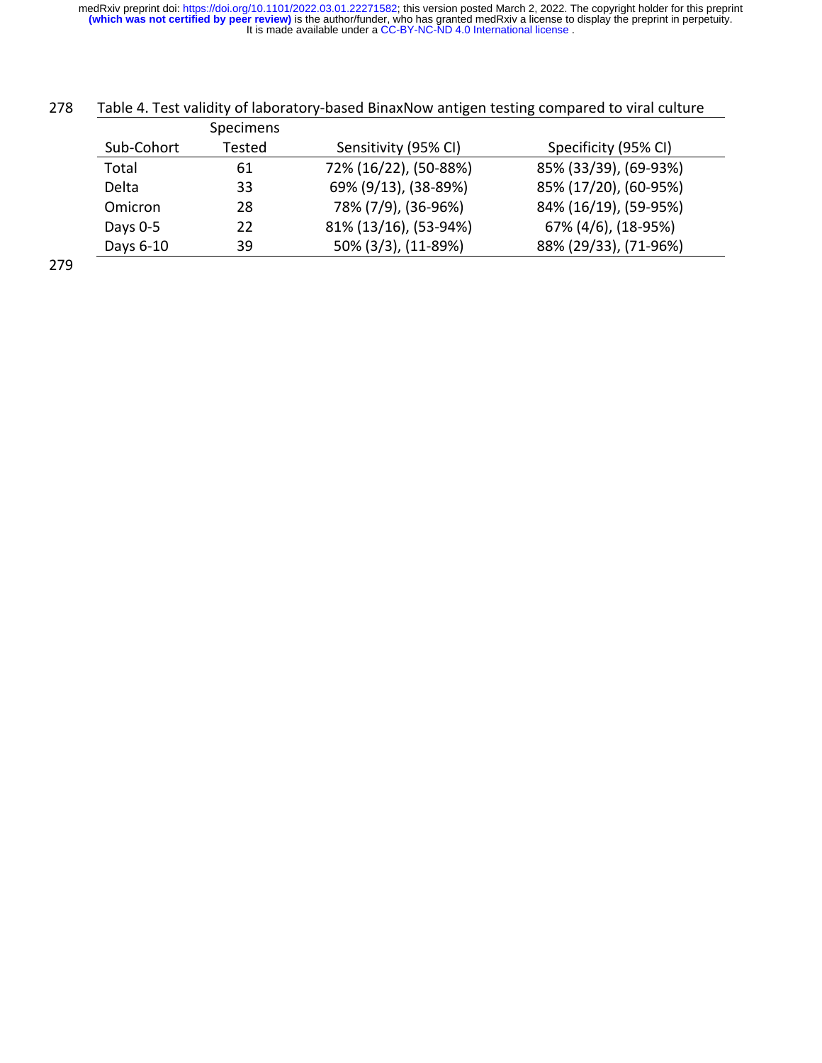Table 4. Test validity of laboratory-based BinaxNow antigen testing compared to viral culture

| Sub-Cohort | Specimens Tested | Sensitivity (95% CI) | Specificity (95% CI) |
|---|---|---|---|
| Total | 61 | 72% (16/22), (50-88%) | 85% (33/39), (69-93%) |
| Delta | 33 | 69% (9/13), (38-89%) | 85% (17/20), (60-95%) |
| Omicron | 28 | 78% (7/9), (36-96%) | 84% (16/19), (59-95%) |
| Days 0-5 | 22 | 81% (13/16), (53-94%) | 67% (4/6), (18-95%) |
| Days 6-10 | 39 | 50% (3/3), (11-89%) | 88% (29/33), (71-96%) |